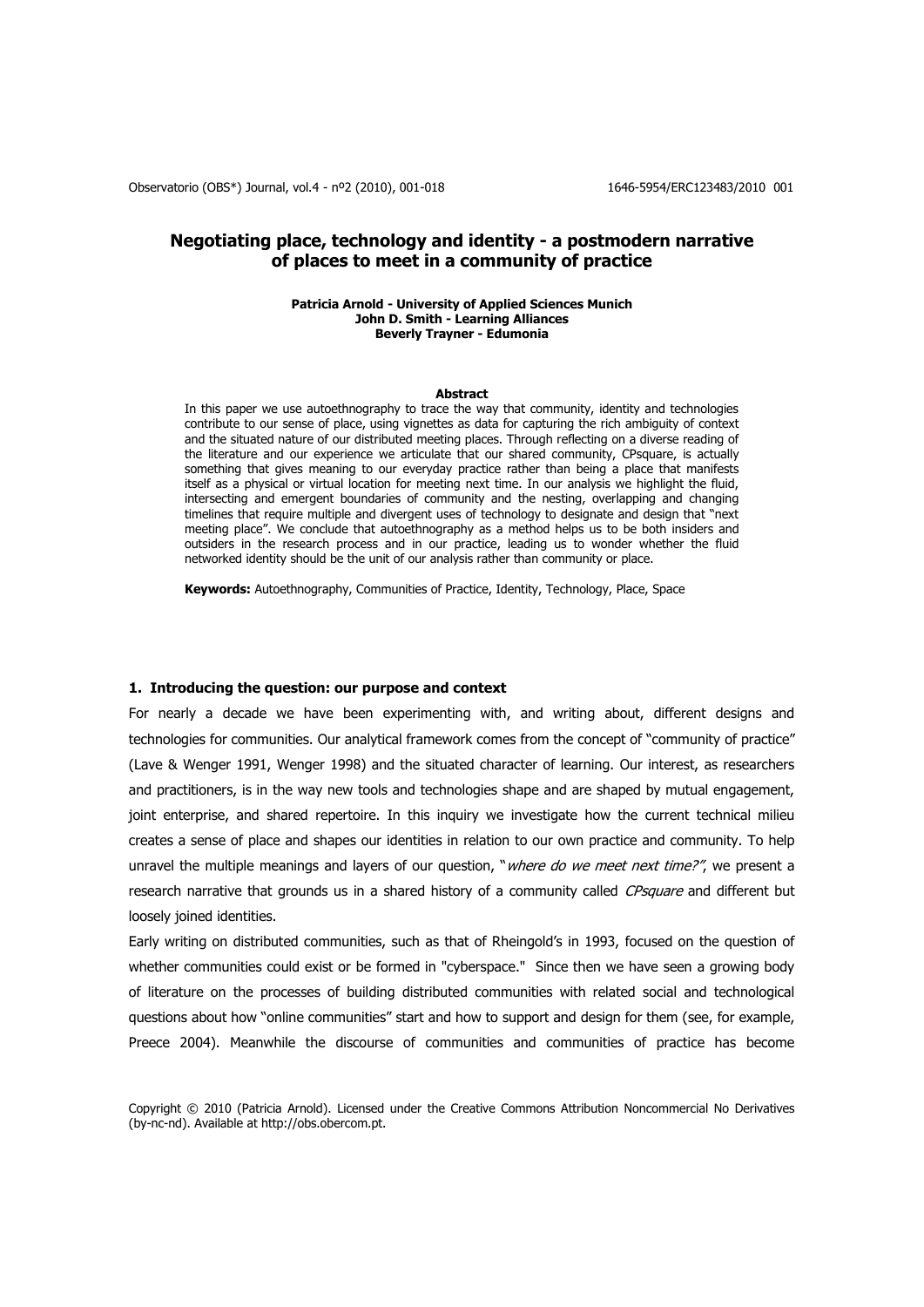# Negotiating place, technology and identity - a postmodern narrative of places to meet in a community of practice

**Patricia Arnold - University of Applied Sciences Munich**
**John D. Smith - Learning Alliances**
**Beverly Trayner - Edumonia**

### Abstract

In this paper we use autoethnography to trace the way that community, identity and technologies contribute to our sense of place, using vignettes as data for capturing the rich ambiguity of context and the situated nature of our distributed meeting places. Through reflecting on a diverse reading of the literature and our experience we articulate that our shared community, CPsquare, is actually something that gives meaning to our everyday practice rather than being a place that manifests itself as a physical or virtual location for meeting next time. In our analysis we highlight the fluid, intersecting and emergent boundaries of community and the nesting, overlapping and changing timelines that require multiple and divergent uses of technology to designate and design that "next meeting place". We conclude that autoethnography as a method helps us to be both insiders and outsiders in the research process and in our practice, leading us to wonder whether the fluid networked identity should be the unit of our analysis rather than community or place.

**Keywords:** Autoethnography, Communities of Practice, Identity, Technology, Place, Space

## 1. Introducing the question: our purpose and context

For nearly a decade we have been experimenting with, and writing about, different designs and technologies for communities. Our analytical framework comes from the concept of "community of practice" (Lave & Wenger 1991, Wenger 1998) and the situated character of learning. Our interest, as researchers and practitioners, is in the way new tools and technologies shape and are shaped by mutual engagement, joint enterprise, and shared repertoire. In this inquiry we investigate how the current technical milieu creates a sense of place and shapes our identities in relation to our own practice and community. To help unravel the multiple meanings and layers of our question, "*where do we meet next time?*", we present a research narrative that grounds us in a shared history of a community called *CPsquare* and different but loosely joined identities.

Early writing on distributed communities, such as that of Rheingold's in 1993, focused on the question of whether communities could exist or be formed in "cyberspace." Since then we have seen a growing body of literature on the processes of building distributed communities with related social and technological questions about how "online communities" start and how to support and design for them (see, for example, Preece 2004). Meanwhile the discourse of communities and communities of practice has become

Copyright © 2010 (Patricia Arnold). Licensed under the Creative Commons Attribution Noncommercial No Derivatives (by-nc-nd). Available at http://obs.obercom.pt.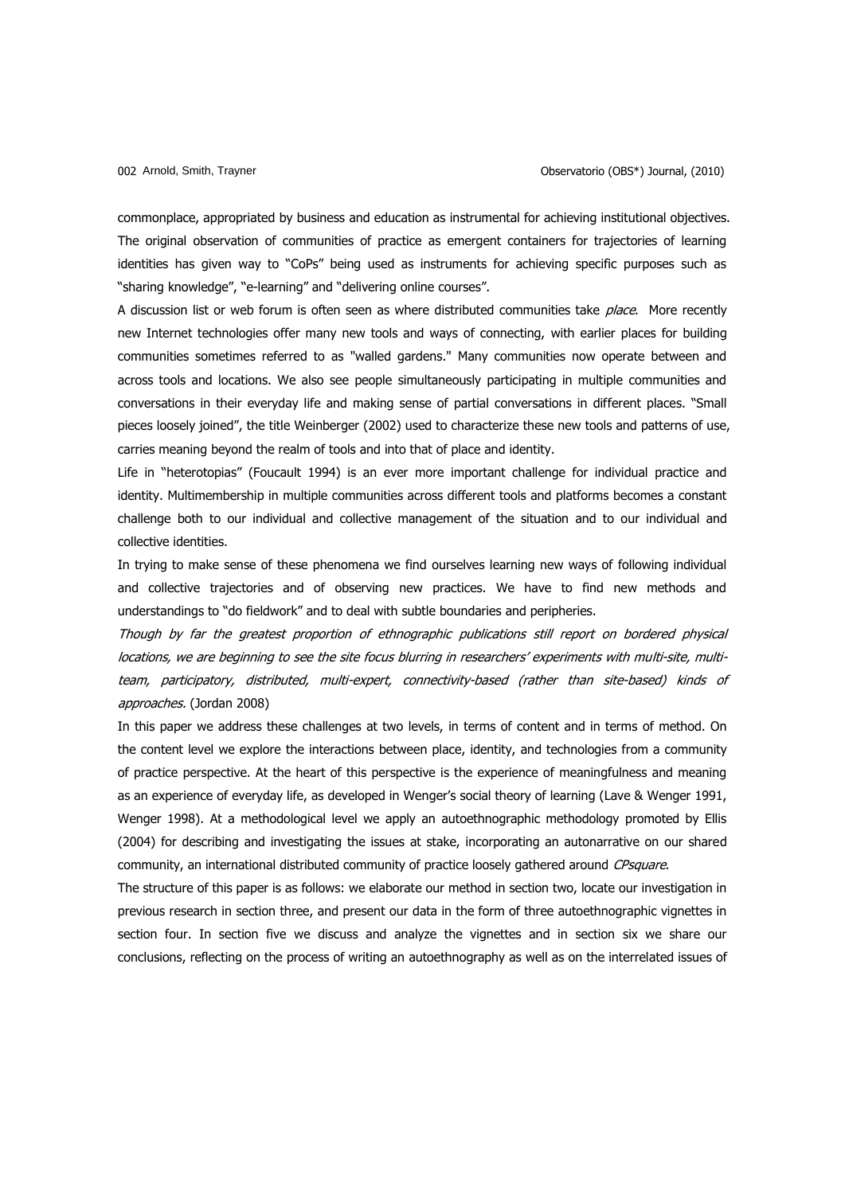commonplace, appropriated by business and education as instrumental for achieving institutional objectives. The original observation of communities of practice as emergent containers for trajectories of learning identities has given way to "CoPs" being used as instruments for achieving specific purposes such as "sharing knowledge", "e-learning" and "delivering online courses".

A discussion list or web forum is often seen as where distributed communities take *place*. More recently new Internet technologies offer many new tools and ways of connecting, with earlier places for building communities sometimes referred to as "walled gardens." Many communities now operate between and across tools and locations. We also see people simultaneously participating in multiple communities and conversations in their everyday life and making sense of partial conversations in different places. "Small pieces loosely joined", the title Weinberger (2002) used to characterize these new tools and patterns of use, carries meaning beyond the realm of tools and into that of place and identity.

Life in "heterotopias" (Foucault 1994) is an ever more important challenge for individual practice and identity. Multimembership in multiple communities across different tools and platforms becomes a constant challenge both to our individual and collective management of the situation and to our individual and collective identities.

In trying to make sense of these phenomena we find ourselves learning new ways of following individual and collective trajectories and of observing new practices. We have to find new methods and understandings to "do fieldwork" and to deal with subtle boundaries and peripheries.

*Though by far the greatest proportion of ethnographic publications still report on bordered physical locations, we are beginning to see the site focus blurring in researchers' experiments with multi-site, multi-team, participatory, distributed, multi-expert, connectivity-based (rather than site-based) kinds of approaches.* (Jordan 2008)

In this paper we address these challenges at two levels, in terms of content and in terms of method. On the content level we explore the interactions between place, identity, and technologies from a community of practice perspective. At the heart of this perspective is the experience of meaningfulness and meaning as an experience of everyday life, as developed in Wenger's social theory of learning (Lave & Wenger 1991, Wenger 1998). At a methodological level we apply an autoethnographic methodology promoted by Ellis (2004) for describing and investigating the issues at stake, incorporating an autonarrative on our shared community, an international distributed community of practice loosely gathered around *CPsquare*.

The structure of this paper is as follows: we elaborate our method in section two, locate our investigation in previous research in section three, and present our data in the form of three autoethnographic vignettes in section four. In section five we discuss and analyze the vignettes and in section six we share our conclusions, reflecting on the process of writing an autoethnography as well as on the interrelated issues of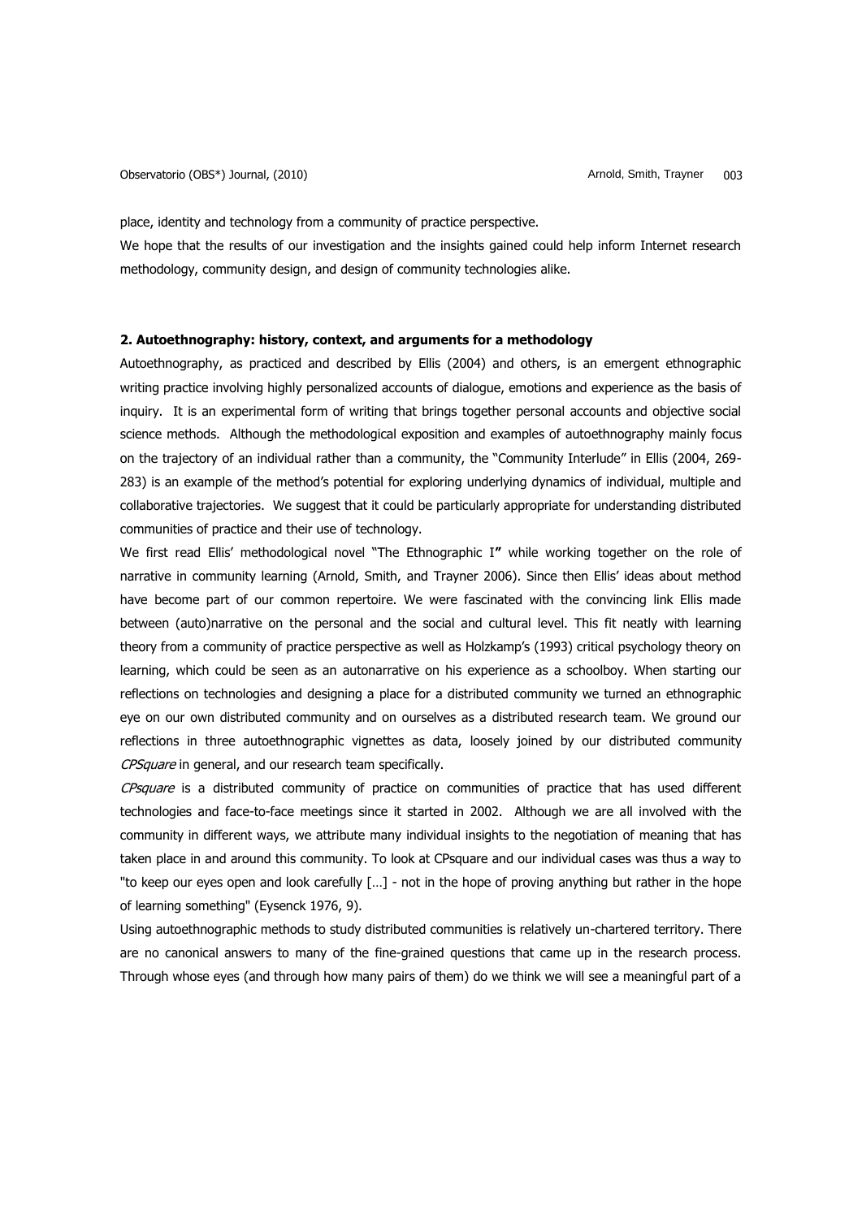place, identity and technology from a community of practice perspective.

We hope that the results of our investigation and the insights gained could help inform Internet research methodology, community design, and design of community technologies alike.

## 2. Autoethnography: history, context, and arguments for a methodology

Autoethnography, as practiced and described by Ellis (2004) and others, is an emergent ethnographic writing practice involving highly personalized accounts of dialogue, emotions and experience as the basis of inquiry. It is an experimental form of writing that brings together personal accounts and objective social science methods. Although the methodological exposition and examples of autoethnography mainly focus on the trajectory of an individual rather than a community, the "Community Interlude" in Ellis (2004, 269-283) is an example of the method's potential for exploring underlying dynamics of individual, multiple and collaborative trajectories. We suggest that it could be particularly appropriate for understanding distributed communities of practice and their use of technology.

We first read Ellis' methodological novel "The Ethnographic I**"** while working together on the role of narrative in community learning (Arnold, Smith, and Trayner 2006). Since then Ellis' ideas about method have become part of our common repertoire. We were fascinated with the convincing link Ellis made between (auto)narrative on the personal and the social and cultural level. This fit neatly with learning theory from a community of practice perspective as well as Holzkamp's (1993) critical psychology theory on learning, which could be seen as an autonarrative on his experience as a schoolboy. When starting our reflections on technologies and designing a place for a distributed community we turned an ethnographic eye on our own distributed community and on ourselves as a distributed research team. We ground our reflections in three autoethnographic vignettes as data, loosely joined by our distributed community *CPSquare* in general, and our research team specifically.

*CPsquare* is a distributed community of practice on communities of practice that has used different technologies and face-to-face meetings since it started in 2002. Although we are all involved with the community in different ways, we attribute many individual insights to the negotiation of meaning that has taken place in and around this community. To look at CPsquare and our individual cases was thus a way to "to keep our eyes open and look carefully […] - not in the hope of proving anything but rather in the hope of learning something" (Eysenck 1976, 9).

Using autoethnographic methods to study distributed communities is relatively un-chartered territory. There are no canonical answers to many of the fine-grained questions that came up in the research process. Through whose eyes (and through how many pairs of them) do we think we will see a meaningful part of a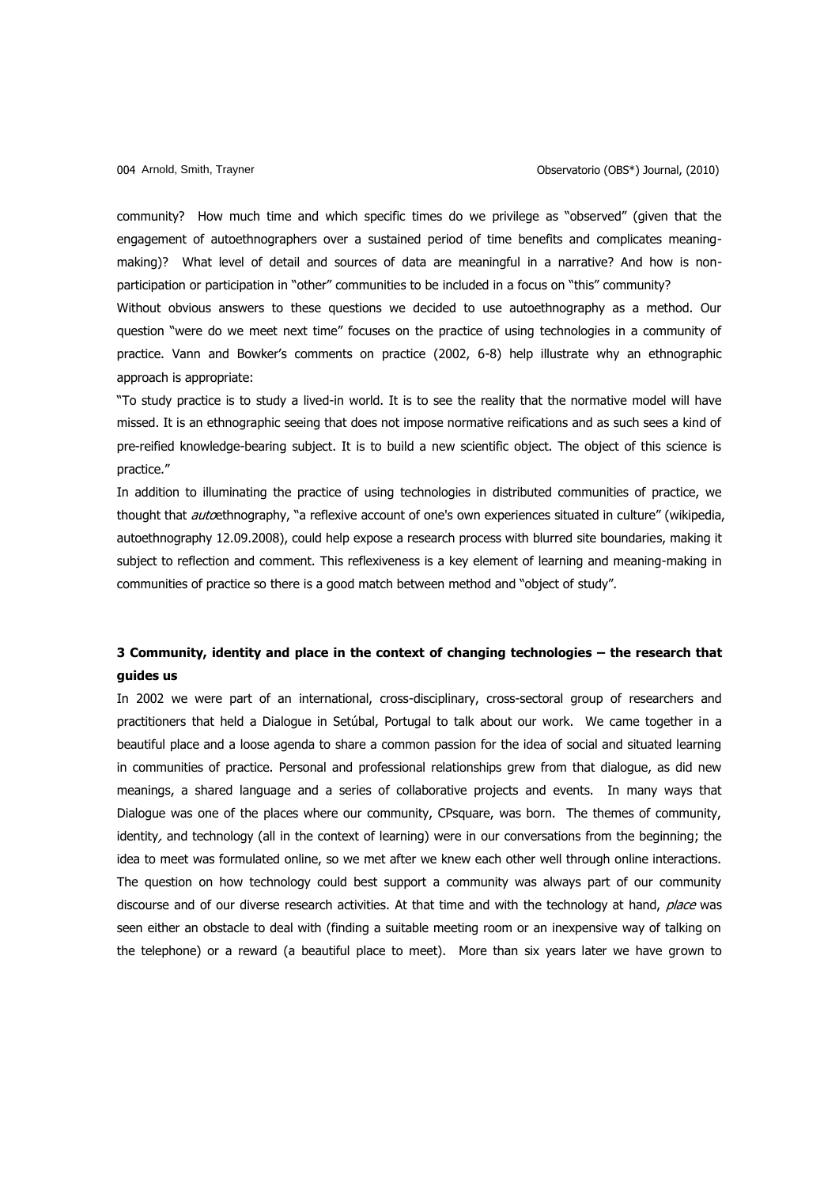community? How much time and which specific times do we privilege as "observed" (given that the engagement of autoethnographers over a sustained period of time benefits and complicates meaning-making)? What level of detail and sources of data are meaningful in a narrative? And how is non-participation or participation in "other" communities to be included in a focus on "this" community?

Without obvious answers to these questions we decided to use autoethnography as a method. Our question "were do we meet next time" focuses on the practice of using technologies in a community of practice. Vann and Bowker's comments on practice (2002, 6-8) help illustrate why an ethnographic approach is appropriate:

"To study practice is to study a lived-in world. It is to see the reality that the normative model will have missed. It is an ethnographic seeing that does not impose normative reifications and as such sees a kind of pre-reified knowledge-bearing subject. It is to build a new scientific object. The object of this science is practice."

In addition to illuminating the practice of using technologies in distributed communities of practice, we thought that *auto*ethnography, "a reflexive account of one's own experiences situated in culture" (wikipedia, autoethnography 12.09.2008), could help expose a research process with blurred site boundaries, making it subject to reflection and comment. This reflexiveness is a key element of learning and meaning-making in communities of practice so there is a good match between method and "object of study".

## 3 Community, identity and place in the context of changing technologies – the research that guides us

In 2002 we were part of an international, cross-disciplinary, cross-sectoral group of researchers and practitioners that held a Dialogue in Setúbal, Portugal to talk about our work. We came together in a beautiful place and a loose agenda to share a common passion for the idea of social and situated learning in communities of practice. Personal and professional relationships grew from that dialogue, as did new meanings, a shared language and a series of collaborative projects and events. In many ways that Dialogue was one of the places where our community, CPsquare, was born. The themes of community, identity, and technology (all in the context of learning) were in our conversations from the beginning; the idea to meet was formulated online, so we met after we knew each other well through online interactions. The question on how technology could best support a community was always part of our community discourse and of our diverse research activities. At that time and with the technology at hand, *place* was seen either an obstacle to deal with (finding a suitable meeting room or an inexpensive way of talking on the telephone) or a reward (a beautiful place to meet). More than six years later we have grown to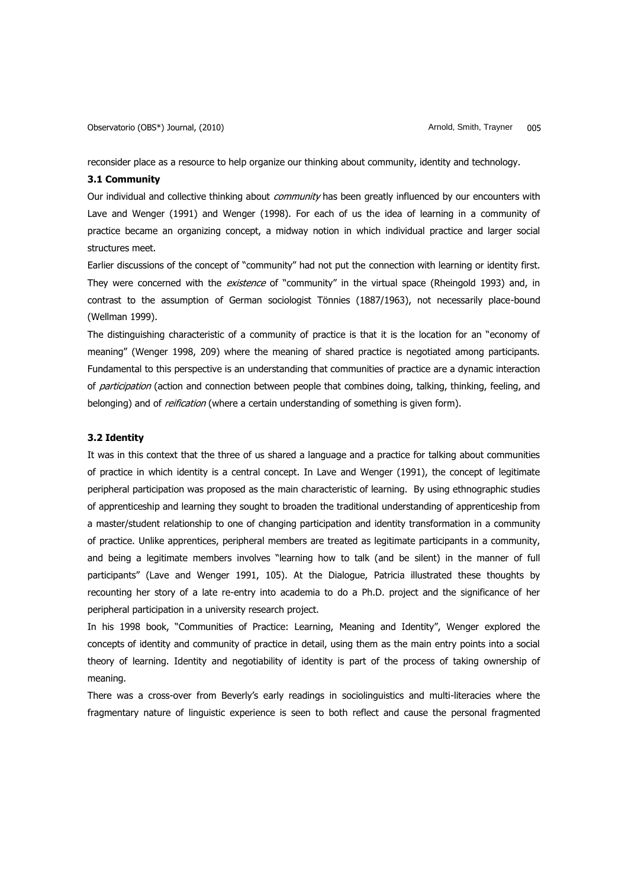reconsider place as a resource to help organize our thinking about community, identity and technology.

### 3.1 Community

Our individual and collective thinking about *community* has been greatly influenced by our encounters with Lave and Wenger (1991) and Wenger (1998). For each of us the idea of learning in a community of practice became an organizing concept, a midway notion in which individual practice and larger social structures meet.

Earlier discussions of the concept of "community" had not put the connection with learning or identity first. They were concerned with the *existence* of "community" in the virtual space (Rheingold 1993) and, in contrast to the assumption of German sociologist Tönnies (1887/1963), not necessarily place-bound (Wellman 1999).

The distinguishing characteristic of a community of practice is that it is the location for an "economy of meaning" (Wenger 1998, 209) where the meaning of shared practice is negotiated among participants. Fundamental to this perspective is an understanding that communities of practice are a dynamic interaction of *participation* (action and connection between people that combines doing, talking, thinking, feeling, and belonging) and of *reification* (where a certain understanding of something is given form).

### 3.2 Identity

It was in this context that the three of us shared a language and a practice for talking about communities of practice in which identity is a central concept. In Lave and Wenger (1991), the concept of legitimate peripheral participation was proposed as the main characteristic of learning. By using ethnographic studies of apprenticeship and learning they sought to broaden the traditional understanding of apprenticeship from a master/student relationship to one of changing participation and identity transformation in a community of practice. Unlike apprentices, peripheral members are treated as legitimate participants in a community, and being a legitimate members involves "learning how to talk (and be silent) in the manner of full participants" (Lave and Wenger 1991, 105). At the Dialogue, Patricia illustrated these thoughts by recounting her story of a late re-entry into academia to do a Ph.D. project and the significance of her peripheral participation in a university research project.

In his 1998 book, "Communities of Practice: Learning, Meaning and Identity", Wenger explored the concepts of identity and community of practice in detail, using them as the main entry points into a social theory of learning. Identity and negotiability of identity is part of the process of taking ownership of meaning.

There was a cross-over from Beverly's early readings in sociolinguistics and multi-literacies where the fragmentary nature of linguistic experience is seen to both reflect and cause the personal fragmented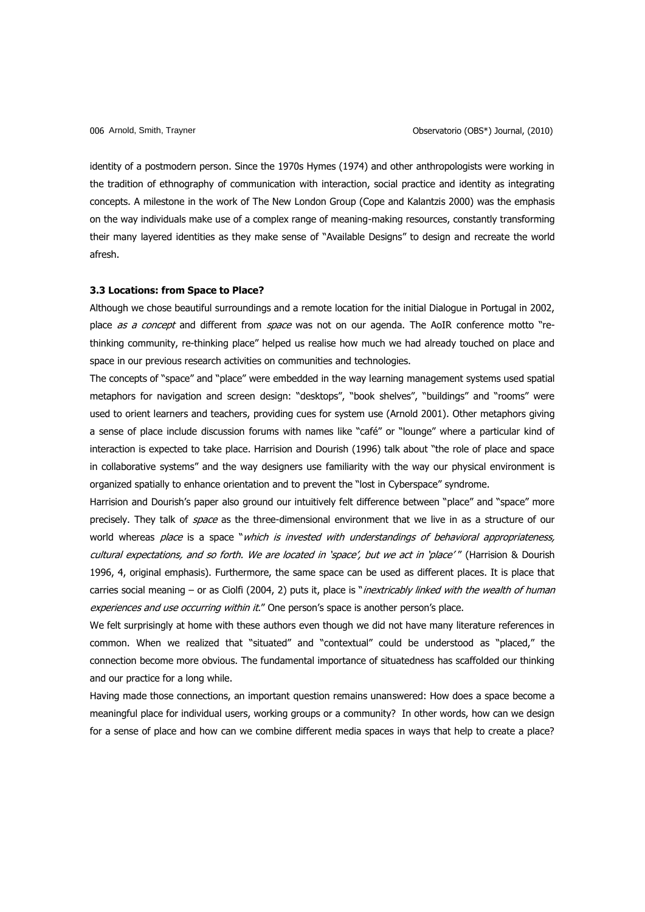identity of a postmodern person. Since the 1970s Hymes (1974) and other anthropologists were working in the tradition of ethnography of communication with interaction, social practice and identity as integrating concepts. A milestone in the work of The New London Group (Cope and Kalantzis 2000) was the emphasis on the way individuals make use of a complex range of meaning-making resources, constantly transforming their many layered identities as they make sense of "Available Designs" to design and recreate the world afresh.

### 3.3 Locations: from Space to Place?

Although we chose beautiful surroundings and a remote location for the initial Dialogue in Portugal in 2002, place *as a concept* and different from *space* was not on our agenda. The AoIR conference motto "re-thinking community, re-thinking place" helped us realise how much we had already touched on place and space in our previous research activities on communities and technologies.

The concepts of "space" and "place" were embedded in the way learning management systems used spatial metaphors for navigation and screen design: "desktops", "book shelves", "buildings" and "rooms" were used to orient learners and teachers, providing cues for system use (Arnold 2001). Other metaphors giving a sense of place include discussion forums with names like "café" or "lounge" where a particular kind of interaction is expected to take place. Harrision and Dourish (1996) talk about "the role of place and space in collaborative systems" and the way designers use familiarity with the way our physical environment is organized spatially to enhance orientation and to prevent the "lost in Cyberspace" syndrome.

Harrision and Dourish's paper also ground our intuitively felt difference between "place" and "space" more precisely. They talk of *space* as the three-dimensional environment that we live in as a structure of our world whereas *place* is a space "*which is invested with understandings of behavioral appropriateness, cultural expectations, and so forth. We are located in 'space', but we act in 'place'* " (Harrision & Dourish 1996, 4, original emphasis). Furthermore, the same space can be used as different places. It is place that carries social meaning – or as Ciolfi (2004, 2) puts it, place is "*inextricably linked with the wealth of human experiences and use occurring within it*." One person's space is another person's place.

We felt surprisingly at home with these authors even though we did not have many literature references in common. When we realized that "situated" and "contextual" could be understood as "placed," the connection become more obvious. The fundamental importance of situatedness has scaffolded our thinking and our practice for a long while.

Having made those connections, an important question remains unanswered: How does a space become a meaningful place for individual users, working groups or a community? In other words, how can we design for a sense of place and how can we combine different media spaces in ways that help to create a place?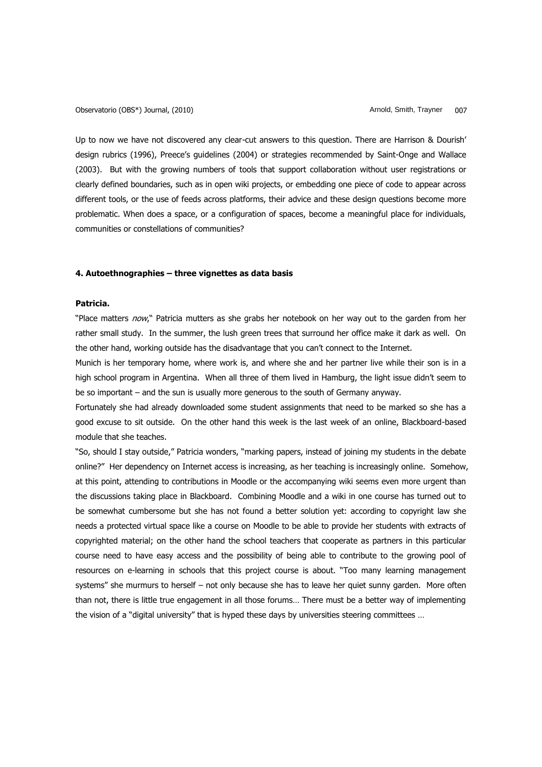Up to now we have not discovered any clear-cut answers to this question. There are Harrison & Dourish' design rubrics (1996), Preece's guidelines (2004) or strategies recommended by Saint-Onge and Wallace (2003). But with the growing numbers of tools that support collaboration without user registrations or clearly defined boundaries, such as in open wiki projects, or embedding one piece of code to appear across different tools, or the use of feeds across platforms, their advice and these design questions become more problematic. When does a space, or a configuration of spaces, become a meaningful place for individuals, communities or constellations of communities?

## 4. Autoethnographies – three vignettes as data basis

### Patricia.

"Place matters *now*," Patricia mutters as she grabs her notebook on her way out to the garden from her rather small study. In the summer, the lush green trees that surround her office make it dark as well. On the other hand, working outside has the disadvantage that you can't connect to the Internet.

Munich is her temporary home, where work is, and where she and her partner live while their son is in a high school program in Argentina. When all three of them lived in Hamburg, the light issue didn't seem to be so important – and the sun is usually more generous to the south of Germany anyway.

Fortunately she had already downloaded some student assignments that need to be marked so she has a good excuse to sit outside. On the other hand this week is the last week of an online, Blackboard-based module that she teaches.

"So, should I stay outside," Patricia wonders, "marking papers, instead of joining my students in the debate online?" Her dependency on Internet access is increasing, as her teaching is increasingly online. Somehow, at this point, attending to contributions in Moodle or the accompanying wiki seems even more urgent than the discussions taking place in Blackboard. Combining Moodle and a wiki in one course has turned out to be somewhat cumbersome but she has not found a better solution yet: according to copyright law she needs a protected virtual space like a course on Moodle to be able to provide her students with extracts of copyrighted material; on the other hand the school teachers that cooperate as partners in this particular course need to have easy access and the possibility of being able to contribute to the growing pool of resources on e-learning in schools that this project course is about. "Too many learning management systems" she murmurs to herself – not only because she has to leave her quiet sunny garden. More often than not, there is little true engagement in all those forums… There must be a better way of implementing the vision of a "digital university" that is hyped these days by universities steering committees …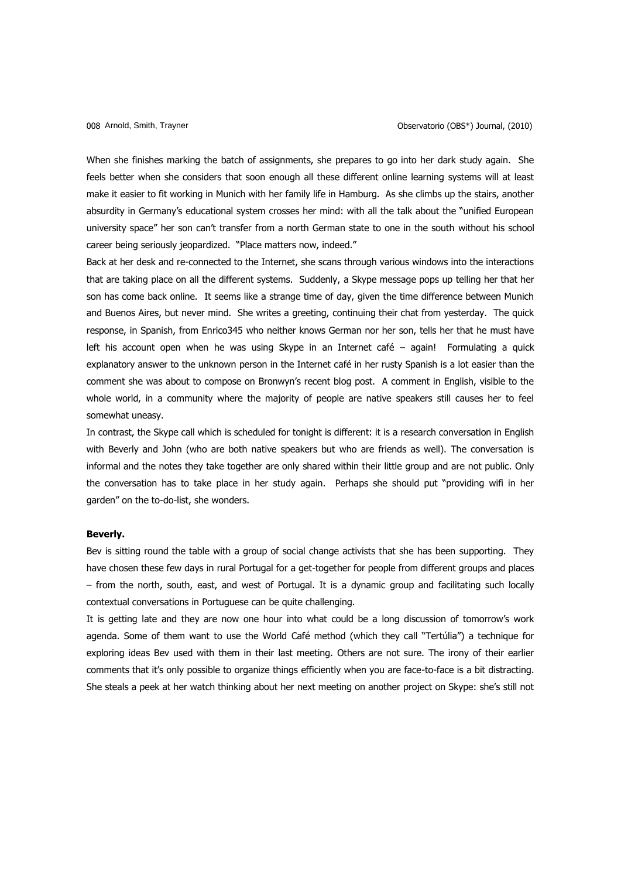When she finishes marking the batch of assignments, she prepares to go into her dark study again. She feels better when she considers that soon enough all these different online learning systems will at least make it easier to fit working in Munich with her family life in Hamburg. As she climbs up the stairs, another absurdity in Germany's educational system crosses her mind: with all the talk about the "unified European university space" her son can't transfer from a north German state to one in the south without his school career being seriously jeopardized. "Place matters now, indeed."

Back at her desk and re-connected to the Internet, she scans through various windows into the interactions that are taking place on all the different systems. Suddenly, a Skype message pops up telling her that her son has come back online. It seems like a strange time of day, given the time difference between Munich and Buenos Aires, but never mind. She writes a greeting, continuing their chat from yesterday. The quick response, in Spanish, from Enrico345 who neither knows German nor her son, tells her that he must have left his account open when he was using Skype in an Internet café – again! Formulating a quick explanatory answer to the unknown person in the Internet café in her rusty Spanish is a lot easier than the comment she was about to compose on Bronwyn's recent blog post. A comment in English, visible to the whole world, in a community where the majority of people are native speakers still causes her to feel somewhat uneasy.

In contrast, the Skype call which is scheduled for tonight is different: it is a research conversation in English with Beverly and John (who are both native speakers but who are friends as well). The conversation is informal and the notes they take together are only shared within their little group and are not public. Only the conversation has to take place in her study again. Perhaps she should put "providing wifi in her garden" on the to-do-list, she wonders.

**Beverly.**

Bev is sitting round the table with a group of social change activists that she has been supporting. They have chosen these few days in rural Portugal for a get-together for people from different groups and places – from the north, south, east, and west of Portugal. It is a dynamic group and facilitating such locally contextual conversations in Portuguese can be quite challenging.

It is getting late and they are now one hour into what could be a long discussion of tomorrow's work agenda. Some of them want to use the World Café method (which they call "Tertúlia") a technique for exploring ideas Bev used with them in their last meeting. Others are not sure. The irony of their earlier comments that it's only possible to organize things efficiently when you are face-to-face is a bit distracting. She steals a peek at her watch thinking about her next meeting on another project on Skype: she's still not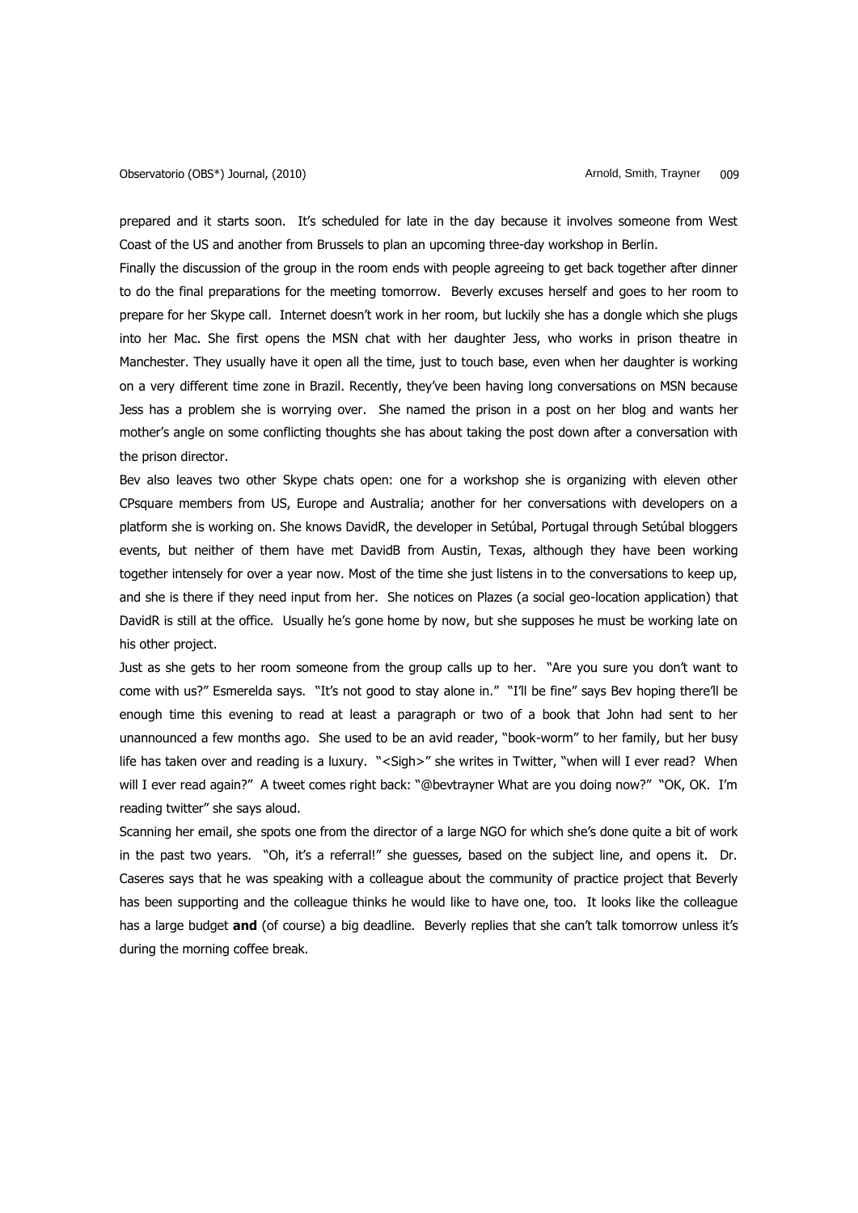prepared and it starts soon. It's scheduled for late in the day because it involves someone from West Coast of the US and another from Brussels to plan an upcoming three-day workshop in Berlin.

Finally the discussion of the group in the room ends with people agreeing to get back together after dinner to do the final preparations for the meeting tomorrow. Beverly excuses herself and goes to her room to prepare for her Skype call. Internet doesn't work in her room, but luckily she has a dongle which she plugs into her Mac. She first opens the MSN chat with her daughter Jess, who works in prison theatre in Manchester. They usually have it open all the time, just to touch base, even when her daughter is working on a very different time zone in Brazil. Recently, they've been having long conversations on MSN because Jess has a problem she is worrying over. She named the prison in a post on her blog and wants her mother's angle on some conflicting thoughts she has about taking the post down after a conversation with the prison director.

Bev also leaves two other Skype chats open: one for a workshop she is organizing with eleven other CPsquare members from US, Europe and Australia; another for her conversations with developers on a platform she is working on. She knows DavidR, the developer in Setúbal, Portugal through Setúbal bloggers events, but neither of them have met DavidB from Austin, Texas, although they have been working together intensely for over a year now. Most of the time she just listens in to the conversations to keep up, and she is there if they need input from her. She notices on Plazes (a social geo-location application) that DavidR is still at the office. Usually he's gone home by now, but she supposes he must be working late on his other project.

Just as she gets to her room someone from the group calls up to her. "Are you sure you don't want to come with us?" Esmerelda says. "It's not good to stay alone in." "I'll be fine" says Bev hoping there'll be enough time this evening to read at least a paragraph or two of a book that John had sent to her unannounced a few months ago. She used to be an avid reader, "book-worm" to her family, but her busy life has taken over and reading is a luxury. "<Sigh>" she writes in Twitter, "when will I ever read? When will I ever read again?" A tweet comes right back: "@bevtrayner What are you doing now?" "OK, OK. I'm reading twitter" she says aloud.

Scanning her email, she spots one from the director of a large NGO for which she's done quite a bit of work in the past two years. "Oh, it's a referral!" she guesses, based on the subject line, and opens it. Dr. Caseres says that he was speaking with a colleague about the community of practice project that Beverly has been supporting and the colleague thinks he would like to have one, too. It looks like the colleague has a large budget **and** (of course) a big deadline. Beverly replies that she can't talk tomorrow unless it's during the morning coffee break.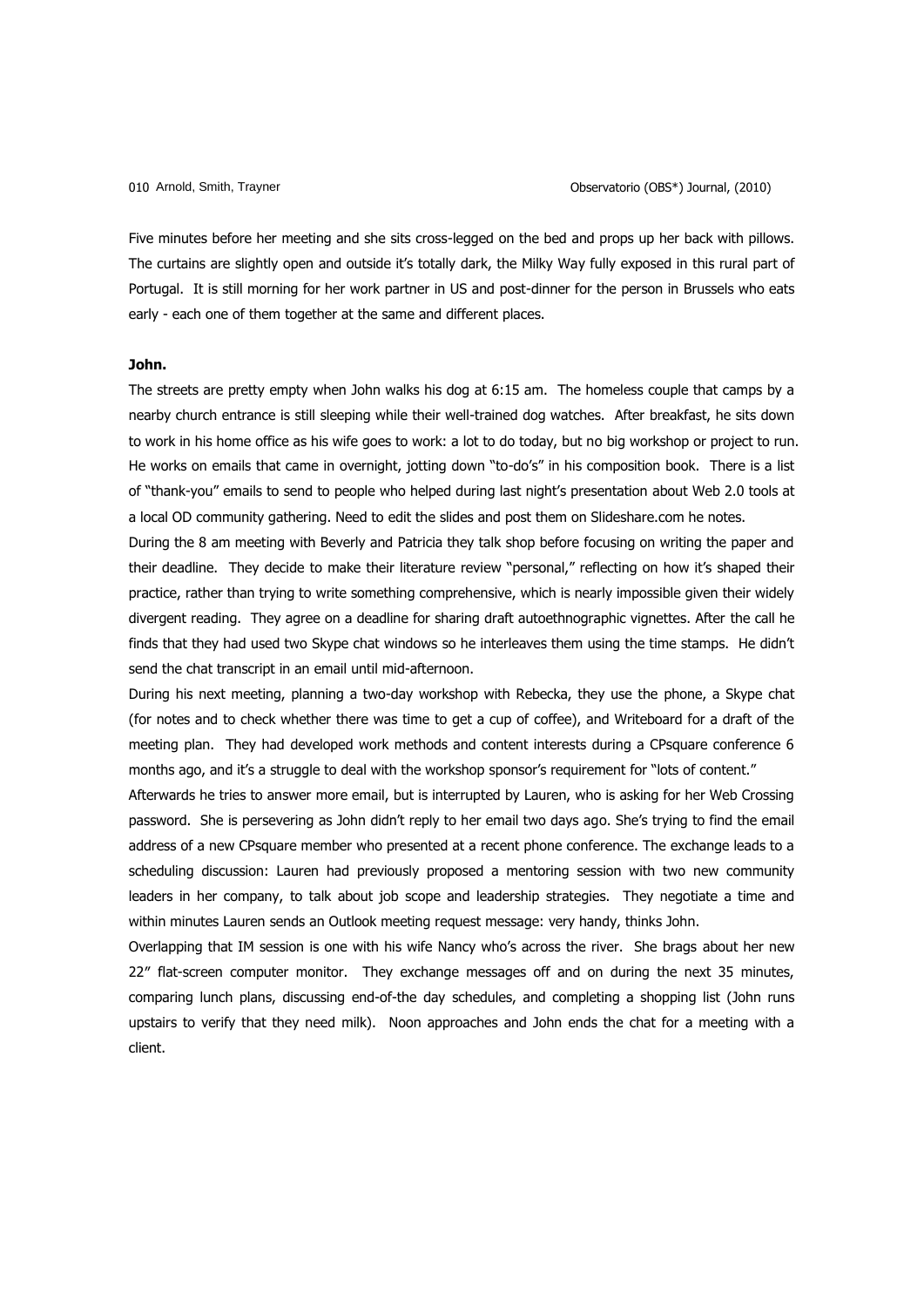Five minutes before her meeting and she sits cross-legged on the bed and props up her back with pillows. The curtains are slightly open and outside it's totally dark, the Milky Way fully exposed in this rural part of Portugal. It is still morning for her work partner in US and post-dinner for the person in Brussels who eats early - each one of them together at the same and different places.

**John.**

The streets are pretty empty when John walks his dog at 6:15 am. The homeless couple that camps by a nearby church entrance is still sleeping while their well-trained dog watches. After breakfast, he sits down to work in his home office as his wife goes to work: a lot to do today, but no big workshop or project to run. He works on emails that came in overnight, jotting down "to-do's" in his composition book. There is a list of "thank-you" emails to send to people who helped during last night's presentation about Web 2.0 tools at a local OD community gathering. Need to edit the slides and post them on Slideshare.com he notes.

During the 8 am meeting with Beverly and Patricia they talk shop before focusing on writing the paper and their deadline. They decide to make their literature review "personal," reflecting on how it's shaped their practice, rather than trying to write something comprehensive, which is nearly impossible given their widely divergent reading. They agree on a deadline for sharing draft autoethnographic vignettes. After the call he finds that they had used two Skype chat windows so he interleaves them using the time stamps. He didn't send the chat transcript in an email until mid-afternoon.

During his next meeting, planning a two-day workshop with Rebecka, they use the phone, a Skype chat (for notes and to check whether there was time to get a cup of coffee), and Writeboard for a draft of the meeting plan. They had developed work methods and content interests during a CPsquare conference 6 months ago, and it's a struggle to deal with the workshop sponsor's requirement for "lots of content."

Afterwards he tries to answer more email, but is interrupted by Lauren, who is asking for her Web Crossing password. She is persevering as John didn't reply to her email two days ago. She's trying to find the email address of a new CPsquare member who presented at a recent phone conference. The exchange leads to a scheduling discussion: Lauren had previously proposed a mentoring session with two new community leaders in her company, to talk about job scope and leadership strategies. They negotiate a time and within minutes Lauren sends an Outlook meeting request message: very handy, thinks John.

Overlapping that IM session is one with his wife Nancy who's across the river. She brags about her new 22" flat-screen computer monitor. They exchange messages off and on during the next 35 minutes, comparing lunch plans, discussing end-of-the day schedules, and completing a shopping list (John runs upstairs to verify that they need milk). Noon approaches and John ends the chat for a meeting with a client.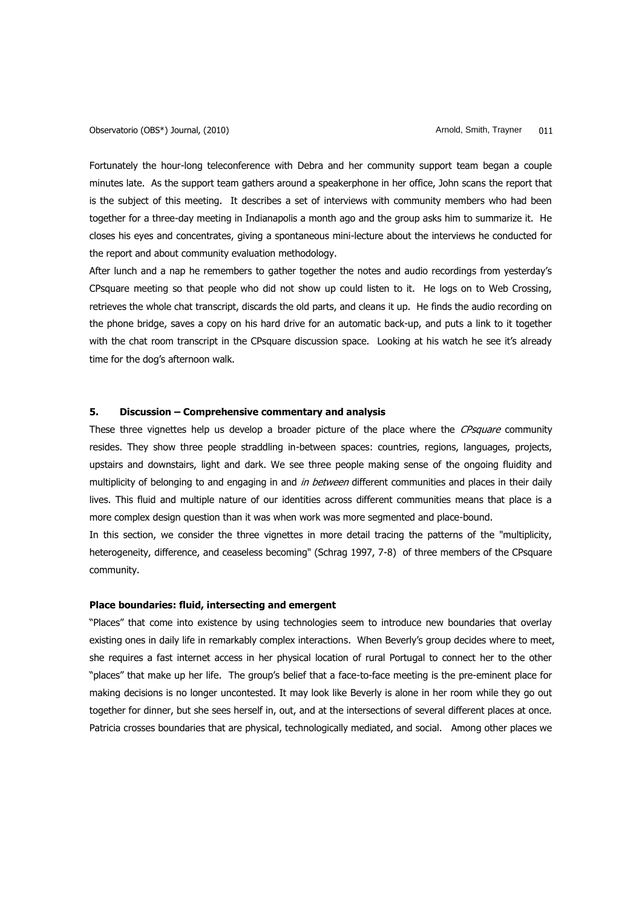Fortunately the hour-long teleconference with Debra and her community support team began a couple minutes late. As the support team gathers around a speakerphone in her office, John scans the report that is the subject of this meeting. It describes a set of interviews with community members who had been together for a three-day meeting in Indianapolis a month ago and the group asks him to summarize it. He closes his eyes and concentrates, giving a spontaneous mini-lecture about the interviews he conducted for the report and about community evaluation methodology.

After lunch and a nap he remembers to gather together the notes and audio recordings from yesterday's CPsquare meeting so that people who did not show up could listen to it. He logs on to Web Crossing, retrieves the whole chat transcript, discards the old parts, and cleans it up. He finds the audio recording on the phone bridge, saves a copy on his hard drive for an automatic back-up, and puts a link to it together with the chat room transcript in the CPsquare discussion space. Looking at his watch he see it's already time for the dog's afternoon walk.

## 5. Discussion – Comprehensive commentary and analysis

These three vignettes help us develop a broader picture of the place where the *CPsquare* community resides. They show three people straddling in-between spaces: countries, regions, languages, projects, upstairs and downstairs, light and dark. We see three people making sense of the ongoing fluidity and multiplicity of belonging to and engaging in and *in between* different communities and places in their daily lives. This fluid and multiple nature of our identities across different communities means that place is a more complex design question than it was when work was more segmented and place-bound.

In this section, we consider the three vignettes in more detail tracing the patterns of the "multiplicity, heterogeneity, difference, and ceaseless becoming" (Schrag 1997, 7-8) of three members of the CPsquare community.

### Place boundaries: fluid, intersecting and emergent

"Places" that come into existence by using technologies seem to introduce new boundaries that overlay existing ones in daily life in remarkably complex interactions. When Beverly's group decides where to meet, she requires a fast internet access in her physical location of rural Portugal to connect her to the other "places" that make up her life. The group's belief that a face-to-face meeting is the pre-eminent place for making decisions is no longer uncontested. It may look like Beverly is alone in her room while they go out together for dinner, but she sees herself in, out, and at the intersections of several different places at once. Patricia crosses boundaries that are physical, technologically mediated, and social. Among other places we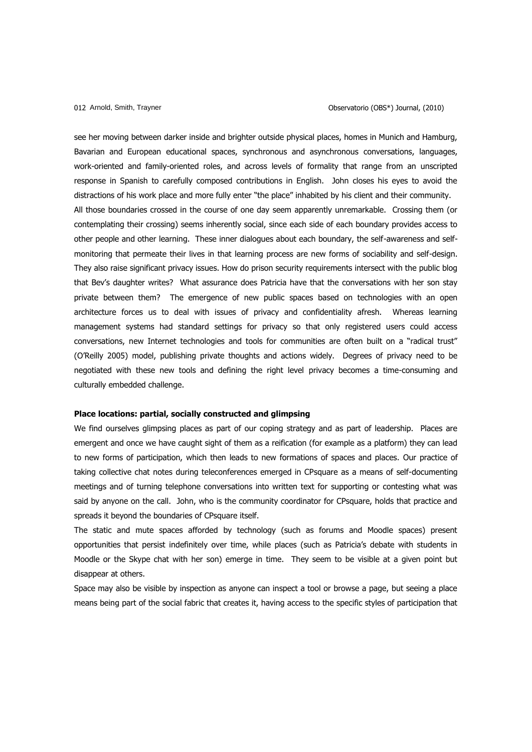see her moving between darker inside and brighter outside physical places, homes in Munich and Hamburg, Bavarian and European educational spaces, synchronous and asynchronous conversations, languages, work-oriented and family-oriented roles, and across levels of formality that range from an unscripted response in Spanish to carefully composed contributions in English. John closes his eyes to avoid the distractions of his work place and more fully enter "the place" inhabited by his client and their community.

All those boundaries crossed in the course of one day seem apparently unremarkable. Crossing them (or contemplating their crossing) seems inherently social, since each side of each boundary provides access to other people and other learning. These inner dialogues about each boundary, the self-awareness and self-monitoring that permeate their lives in that learning process are new forms of sociability and self-design. They also raise significant privacy issues. How do prison security requirements intersect with the public blog that Bev's daughter writes? What assurance does Patricia have that the conversations with her son stay private between them? The emergence of new public spaces based on technologies with an open architecture forces us to deal with issues of privacy and confidentiality afresh. Whereas learning management systems had standard settings for privacy so that only registered users could access conversations, new Internet technologies and tools for communities are often built on a "radical trust" (O'Reilly 2005) model, publishing private thoughts and actions widely. Degrees of privacy need to be negotiated with these new tools and defining the right level privacy becomes a time-consuming and culturally embedded challenge.

**Place locations: partial, socially constructed and glimpsing**

We find ourselves glimpsing places as part of our coping strategy and as part of leadership. Places are emergent and once we have caught sight of them as a reification (for example as a platform) they can lead to new forms of participation, which then leads to new formations of spaces and places. Our practice of taking collective chat notes during teleconferences emerged in CPsquare as a means of self-documenting meetings and of turning telephone conversations into written text for supporting or contesting what was said by anyone on the call. John, who is the community coordinator for CPsquare, holds that practice and spreads it beyond the boundaries of CPsquare itself.

The static and mute spaces afforded by technology (such as forums and Moodle spaces) present opportunities that persist indefinitely over time, while places (such as Patricia's debate with students in Moodle or the Skype chat with her son) emerge in time. They seem to be visible at a given point but disappear at others.

Space may also be visible by inspection as anyone can inspect a tool or browse a page, but seeing a place means being part of the social fabric that creates it, having access to the specific styles of participation that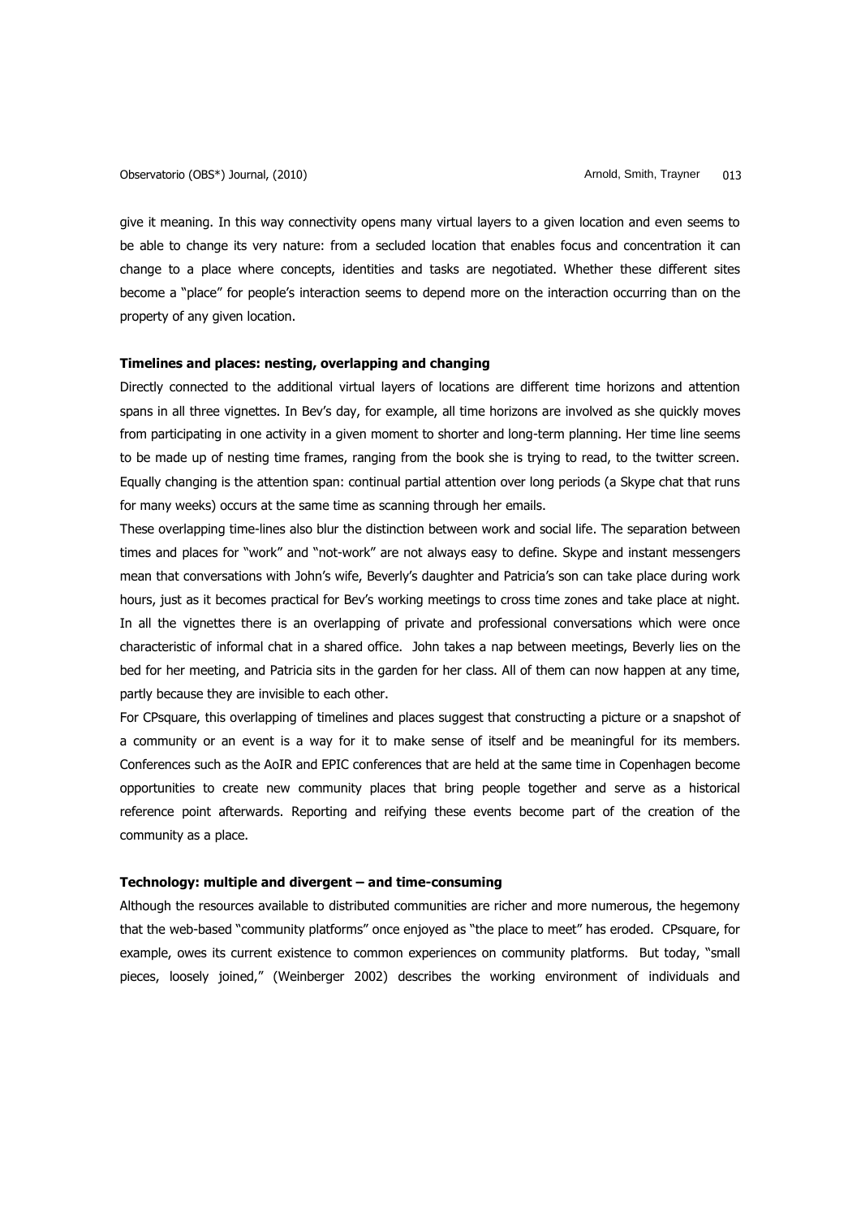give it meaning. In this way connectivity opens many virtual layers to a given location and even seems to be able to change its very nature: from a secluded location that enables focus and concentration it can change to a place where concepts, identities and tasks are negotiated. Whether these different sites become a "place" for people's interaction seems to depend more on the interaction occurring than on the property of any given location.

**Timelines and places: nesting, overlapping and changing**

Directly connected to the additional virtual layers of locations are different time horizons and attention spans in all three vignettes. In Bev's day, for example, all time horizons are involved as she quickly moves from participating in one activity in a given moment to shorter and long-term planning. Her time line seems to be made up of nesting time frames, ranging from the book she is trying to read, to the twitter screen. Equally changing is the attention span: continual partial attention over long periods (a Skype chat that runs for many weeks) occurs at the same time as scanning through her emails.

These overlapping time-lines also blur the distinction between work and social life. The separation between times and places for "work" and "not-work" are not always easy to define. Skype and instant messengers mean that conversations with John's wife, Beverly's daughter and Patricia's son can take place during work hours, just as it becomes practical for Bev's working meetings to cross time zones and take place at night. In all the vignettes there is an overlapping of private and professional conversations which were once characteristic of informal chat in a shared office. John takes a nap between meetings, Beverly lies on the bed for her meeting, and Patricia sits in the garden for her class. All of them can now happen at any time, partly because they are invisible to each other.

For CPsquare, this overlapping of timelines and places suggest that constructing a picture or a snapshot of a community or an event is a way for it to make sense of itself and be meaningful for its members. Conferences such as the AoIR and EPIC conferences that are held at the same time in Copenhagen become opportunities to create new community places that bring people together and serve as a historical reference point afterwards. Reporting and reifying these events become part of the creation of the community as a place.

**Technology: multiple and divergent – and time-consuming**

Although the resources available to distributed communities are richer and more numerous, the hegemony that the web-based "community platforms" once enjoyed as "the place to meet" has eroded. CPsquare, for example, owes its current existence to common experiences on community platforms. But today, "small pieces, loosely joined," (Weinberger 2002) describes the working environment of individuals and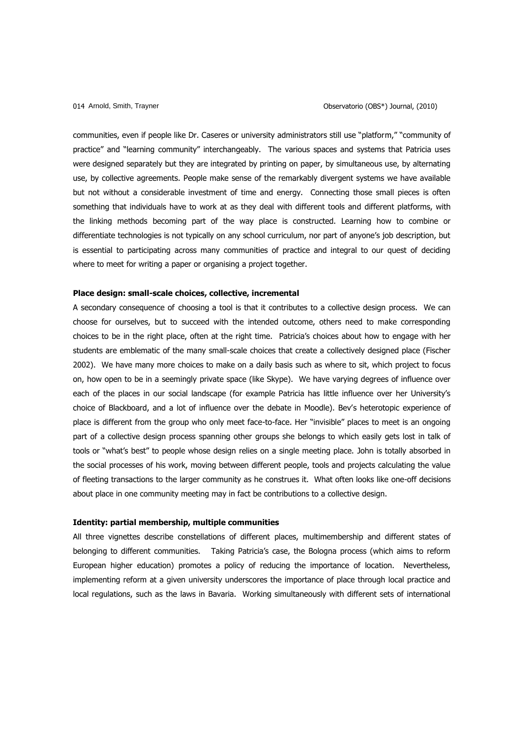communities, even if people like Dr. Caseres or university administrators still use "platform," "community of practice" and "learning community" interchangeably. The various spaces and systems that Patricia uses were designed separately but they are integrated by printing on paper, by simultaneous use, by alternating use, by collective agreements. People make sense of the remarkably divergent systems we have available but not without a considerable investment of time and energy. Connecting those small pieces is often something that individuals have to work at as they deal with different tools and different platforms, with the linking methods becoming part of the way place is constructed. Learning how to combine or differentiate technologies is not typically on any school curriculum, nor part of anyone's job description, but is essential to participating across many communities of practice and integral to our quest of deciding where to meet for writing a paper or organising a project together.

**Place design: small-scale choices, collective, incremental**

A secondary consequence of choosing a tool is that it contributes to a collective design process. We can choose for ourselves, but to succeed with the intended outcome, others need to make corresponding choices to be in the right place, often at the right time. Patricia's choices about how to engage with her students are emblematic of the many small-scale choices that create a collectively designed place (Fischer 2002). We have many more choices to make on a daily basis such as where to sit, which project to focus on, how open to be in a seemingly private space (like Skype). We have varying degrees of influence over each of the places in our social landscape (for example Patricia has little influence over her University's choice of Blackboard, and a lot of influence over the debate in Moodle). Bev's heterotopic experience of place is different from the group who only meet face-to-face. Her "invisible" places to meet is an ongoing part of a collective design process spanning other groups she belongs to which easily gets lost in talk of tools or "what's best" to people whose design relies on a single meeting place. John is totally absorbed in the social processes of his work, moving between different people, tools and projects calculating the value of fleeting transactions to the larger community as he construes it. What often looks like one-off decisions about place in one community meeting may in fact be contributions to a collective design.

**Identity: partial membership, multiple communities**

All three vignettes describe constellations of different places, multimembership and different states of belonging to different communities. Taking Patricia's case, the Bologna process (which aims to reform European higher education) promotes a policy of reducing the importance of location. Nevertheless, implementing reform at a given university underscores the importance of place through local practice and local regulations, such as the laws in Bavaria. Working simultaneously with different sets of international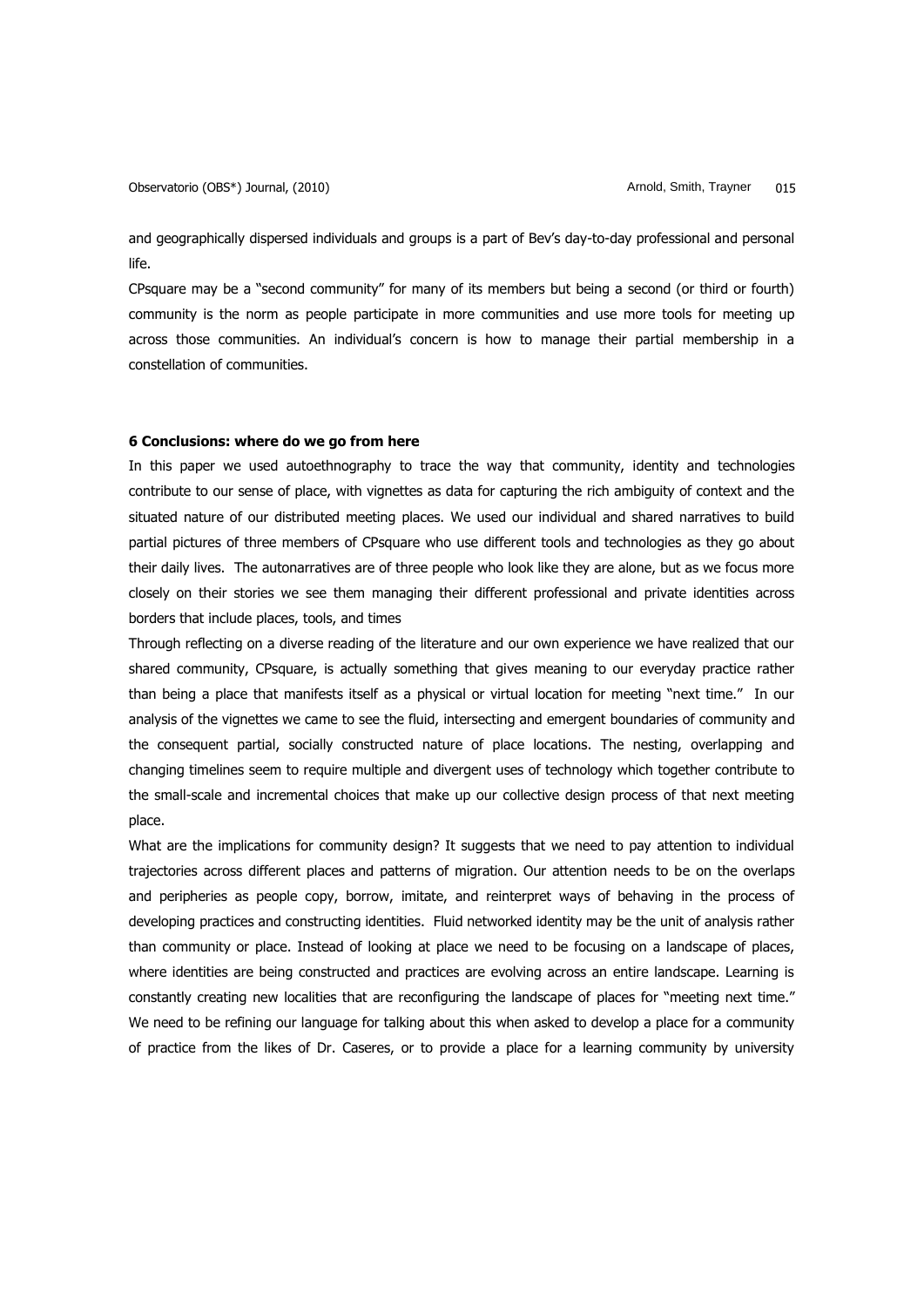and geographically dispersed individuals and groups is a part of Bev's day-to-day professional and personal life.

CPsquare may be a "second community" for many of its members but being a second (or third or fourth) community is the norm as people participate in more communities and use more tools for meeting up across those communities. An individual's concern is how to manage their partial membership in a constellation of communities.

## 6 Conclusions: where do we go from here

In this paper we used autoethnography to trace the way that community, identity and technologies contribute to our sense of place, with vignettes as data for capturing the rich ambiguity of context and the situated nature of our distributed meeting places. We used our individual and shared narratives to build partial pictures of three members of CPsquare who use different tools and technologies as they go about their daily lives. The autonarratives are of three people who look like they are alone, but as we focus more closely on their stories we see them managing their different professional and private identities across borders that include places, tools, and times

Through reflecting on a diverse reading of the literature and our own experience we have realized that our shared community, CPsquare, is actually something that gives meaning to our everyday practice rather than being a place that manifests itself as a physical or virtual location for meeting "next time." In our analysis of the vignettes we came to see the fluid, intersecting and emergent boundaries of community and the consequent partial, socially constructed nature of place locations. The nesting, overlapping and changing timelines seem to require multiple and divergent uses of technology which together contribute to the small-scale and incremental choices that make up our collective design process of that next meeting place.

What are the implications for community design? It suggests that we need to pay attention to individual trajectories across different places and patterns of migration. Our attention needs to be on the overlaps and peripheries as people copy, borrow, imitate, and reinterpret ways of behaving in the process of developing practices and constructing identities. Fluid networked identity may be the unit of analysis rather than community or place. Instead of looking at place we need to be focusing on a landscape of places, where identities are being constructed and practices are evolving across an entire landscape. Learning is constantly creating new localities that are reconfiguring the landscape of places for "meeting next time." We need to be refining our language for talking about this when asked to develop a place for a community of practice from the likes of Dr. Caseres, or to provide a place for a learning community by university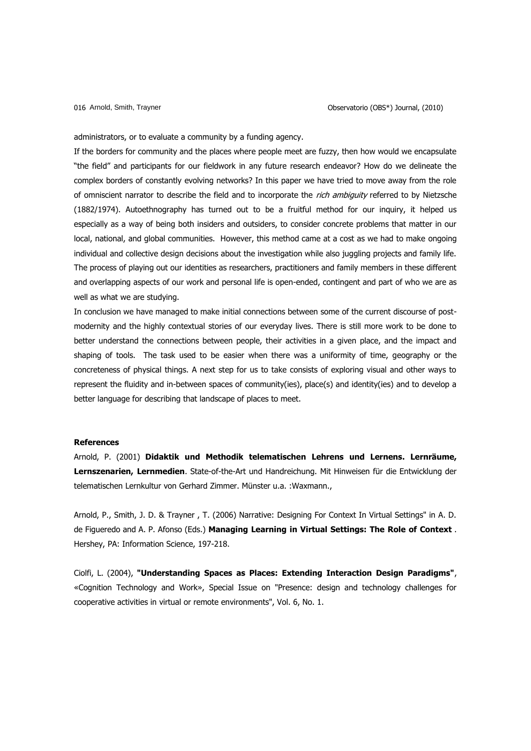administrators, or to evaluate a community by a funding agency.

If the borders for community and the places where people meet are fuzzy, then how would we encapsulate "the field" and participants for our fieldwork in any future research endeavor? How do we delineate the complex borders of constantly evolving networks? In this paper we have tried to move away from the role of omniscient narrator to describe the field and to incorporate the *rich ambiguity* referred to by Nietzsche (1882/1974). Autoethnography has turned out to be a fruitful method for our inquiry, it helped us especially as a way of being both insiders and outsiders, to consider concrete problems that matter in our local, national, and global communities. However, this method came at a cost as we had to make ongoing individual and collective design decisions about the investigation while also juggling projects and family life. The process of playing out our identities as researchers, practitioners and family members in these different and overlapping aspects of our work and personal life is open-ended, contingent and part of who we are as well as what we are studying.

In conclusion we have managed to make initial connections between some of the current discourse of post-modernity and the highly contextual stories of our everyday lives. There is still more work to be done to better understand the connections between people, their activities in a given place, and the impact and shaping of tools. The task used to be easier when there was a uniformity of time, geography or the concreteness of physical things. A next step for us to take consists of exploring visual and other ways to represent the fluidity and in-between spaces of community(ies), place(s) and identity(ies) and to develop a better language for describing that landscape of places to meet.

**References**

Arnold, P. (2001) **Didaktik und Methodik telematischen Lehrens und Lernens. Lernräume, Lernszenarien, Lernmedien**. State-of-the-Art und Handreichung. Mit Hinweisen für die Entwicklung der telematischen Lernkultur von Gerhard Zimmer. Münster u.a. :Waxmann.,

Arnold, P., Smith, J. D. & Trayner , T. (2006) Narrative: Designing For Context In Virtual Settings" in A. D. de Figueredo and A. P. Afonso (Eds.) **Managing Learning in Virtual Settings: The Role of Context** . Hershey, PA: Information Science, 197-218.

Ciolfi, L. (2004), **"Understanding Spaces as Places: Extending Interaction Design Paradigms"**, «Cognition Technology and Work», Special Issue on "Presence: design and technology challenges for cooperative activities in virtual or remote environments", Vol. 6, No. 1.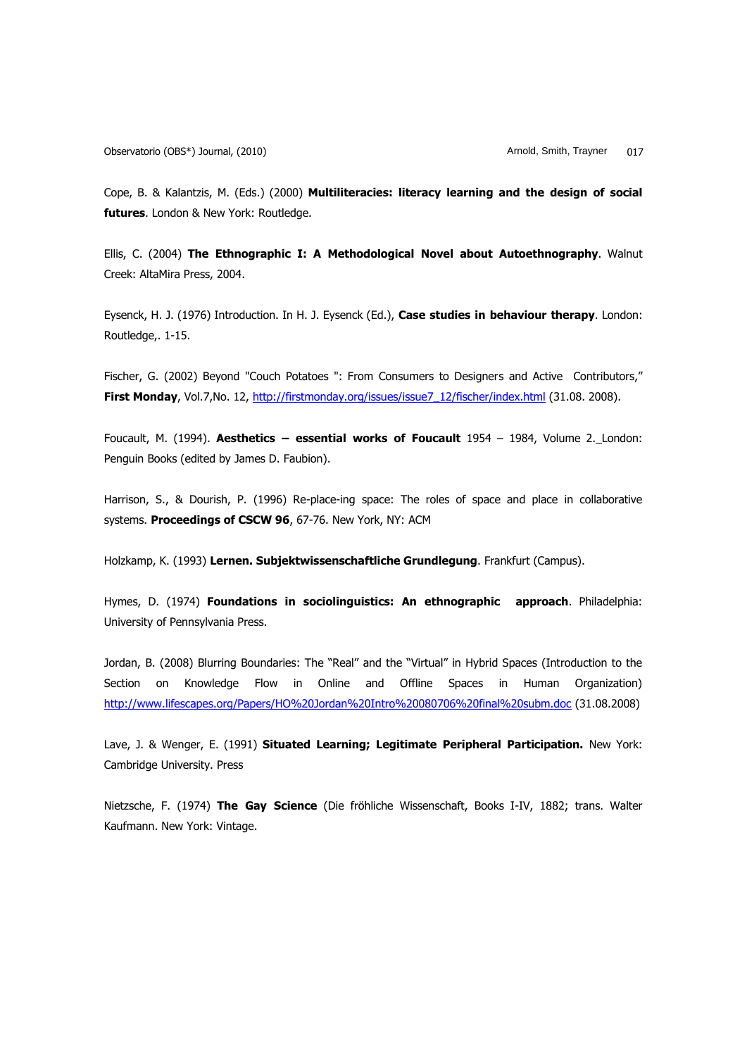Cope, B. & Kalantzis, M. (Eds.) (2000) **Multiliteracies: literacy learning and the design of social futures**. London & New York: Routledge.

Ellis, C. (2004) **The Ethnographic I: A Methodological Novel about Autoethnography**. Walnut Creek: AltaMira Press, 2004.

Eysenck, H. J. (1976) Introduction. In H. J. Eysenck (Ed.), **Case studies in behaviour therapy**. London: Routledge,. 1-15.

Fischer, G. (2002) Beyond "Couch Potatoes ": From Consumers to Designers and Active Contributors," **First Monday**, Vol.7,No. 12, http://firstmonday.org/issues/issue7_12/fischer/index.html (31.08. 2008).

Foucault, M. (1994). **Aesthetics – essential works of Foucault** 1954 – 1984, Volume 2. London: Penguin Books (edited by James D. Faubion).

Harrison, S., & Dourish, P. (1996) Re-place-ing space: The roles of space and place in collaborative systems. **Proceedings of CSCW 96**, 67-76. New York, NY: ACM

Holzkamp, K. (1993) **Lernen. Subjektwissenschaftliche Grundlegung**. Frankfurt (Campus).

Hymes, D. (1974) **Foundations in sociolinguistics: An ethnographic approach**. Philadelphia: University of Pennsylvania Press.

Jordan, B. (2008) Blurring Boundaries: The "Real" and the "Virtual" in Hybrid Spaces (Introduction to the Section on Knowledge Flow in Online and Offline Spaces in Human Organization) http://www.lifescapes.org/Papers/HO%20Jordan%20Intro%20080706%20final%20subm.doc (31.08.2008)

Lave, J. & Wenger, E. (1991) **Situated Learning; Legitimate Peripheral Participation.** New York: Cambridge University. Press

Nietzsche, F. (1974) **The Gay Science** (Die fröhliche Wissenschaft, Books I-IV, 1882; trans. Walter Kaufmann. New York: Vintage.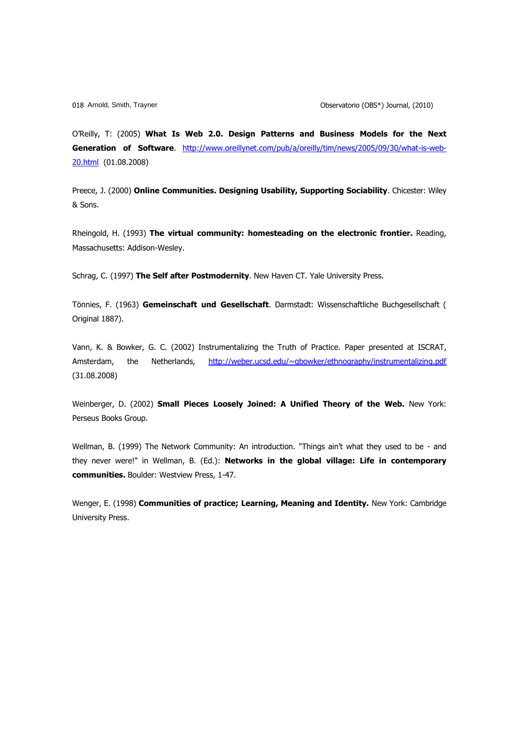O'Reilly, T: (2005) **What Is Web 2.0. Design Patterns and Business Models for the Next Generation of Software**. http://www.oreillynet.com/pub/a/oreilly/tim/news/2005/09/30/what-is-web-20.html (01.08.2008)

Preece, J. (2000) **Online Communities. Designing Usability, Supporting Sociability**. Chicester: Wiley & Sons.

Rheingold, H. (1993) **The virtual community: homesteading on the electronic frontier.** Reading, Massachusetts: Addison-Wesley.

Schrag, C. (1997) **The Self after Postmodernity**. New Haven CT. Yale University Press.

Tönnies, F. (1963) **Gemeinschaft und Gesellschaft**. Darmstadt: Wissenschaftliche Buchgesellschaft ( Original 1887).

Vann, K. & Bowker, G. C. (2002) Instrumentalizing the Truth of Practice. Paper presented at ISCRAT, Amsterdam, the Netherlands, http://weber.ucsd.edu/~gbowker/ethnography/instrumentalizing.pdf (31.08.2008)

Weinberger, D. (2002) **Small Pieces Loosely Joined: A Unified Theory of the Web.** New York: Perseus Books Group.

Wellman, B. (1999) The Network Community: An introduction. "Things ain't what they used to be - and they never were!" in Wellman, B. (Ed.): **Networks in the global village: Life in contemporary communities.** Boulder: Westview Press, 1-47.

Wenger, E. (1998) **Communities of practice; Learning, Meaning and Identity.** New York: Cambridge University Press.